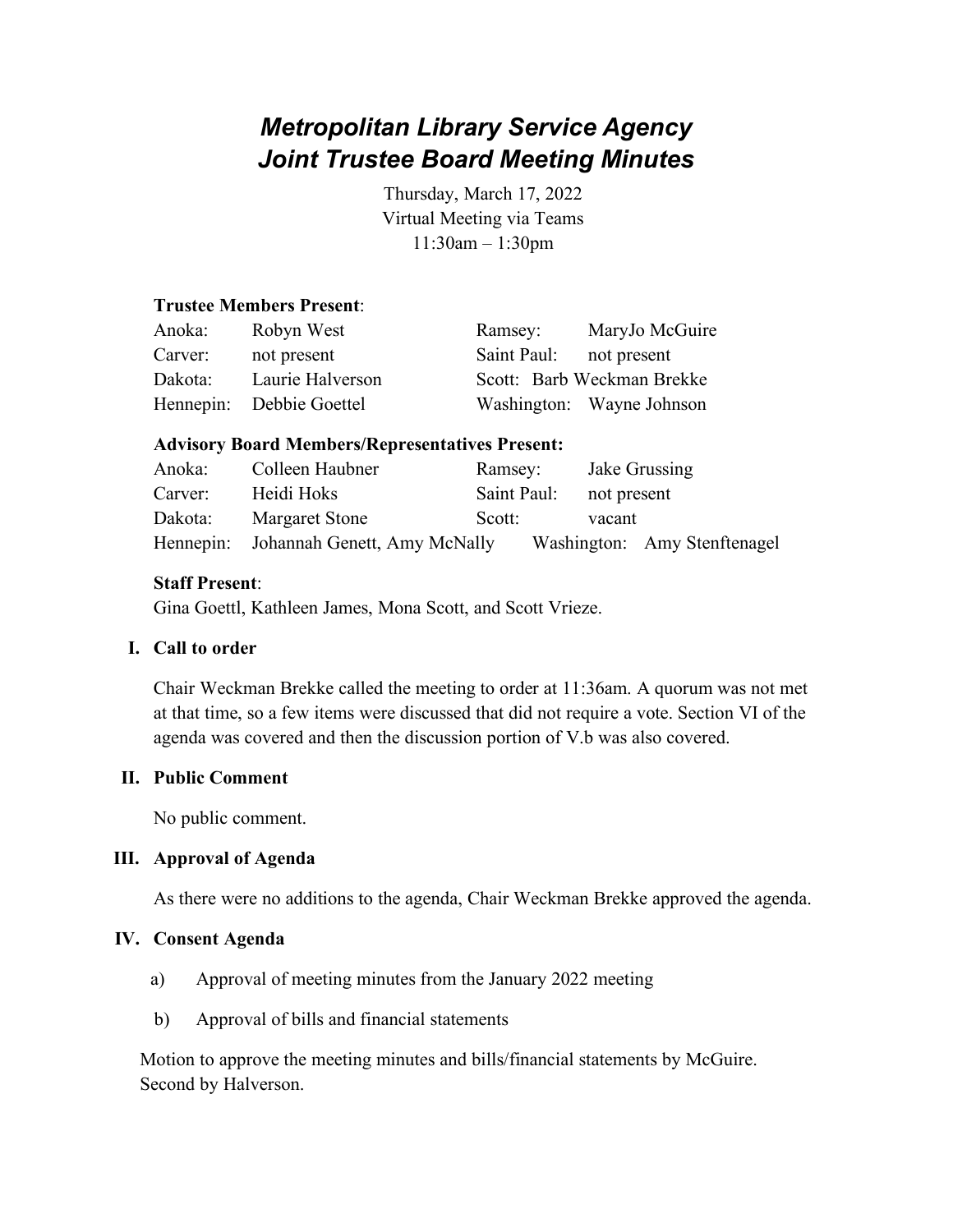# *Metropolitan Library Service Agency*
# *Joint Trustee Board Meeting Minutes*

Thursday, March 17, 2022
Virtual Meeting via Teams
11:30am – 1:30pm

**Trustee Members Present**:

| | | | |
|---|---|---|---|
| Anoka: | Robyn West | Ramsey: | MaryJo McGuire |
| Carver: | not present | Saint Paul: | not present |
| Dakota: | Laurie Halverson | Scott: | Barb Weckman Brekke |
| Hennepin: | Debbie Goettel | Washington: | Wayne Johnson |

**Advisory Board Members/Representatives Present:**

| | | | |
|---|---|---|---|
| Anoka: | Colleen Haubner | Ramsey: | Jake Grussing |
| Carver: | Heidi Hoks | Saint Paul: | not present |
| Dakota: | Margaret Stone | Scott: | vacant |
| Hennepin: | Johannah Genett, Amy McNally | Washington: | Amy Stenftenagel |

**Staff Present**:

Gina Goettl, Kathleen James, Mona Scott, and Scott Vrieze.

## I. Call to order

Chair Weckman Brekke called the meeting to order at 11:36am. A quorum was not met at that time, so a few items were discussed that did not require a vote. Section VI of the agenda was covered and then the discussion portion of V.b was also covered.

## II. Public Comment

No public comment.

## III. Approval of Agenda

As there were no additions to the agenda, Chair Weckman Brekke approved the agenda.

## IV. Consent Agenda

a) Approval of meeting minutes from the January 2022 meeting

b) Approval of bills and financial statements

Motion to approve the meeting minutes and bills/financial statements by McGuire. Second by Halverson.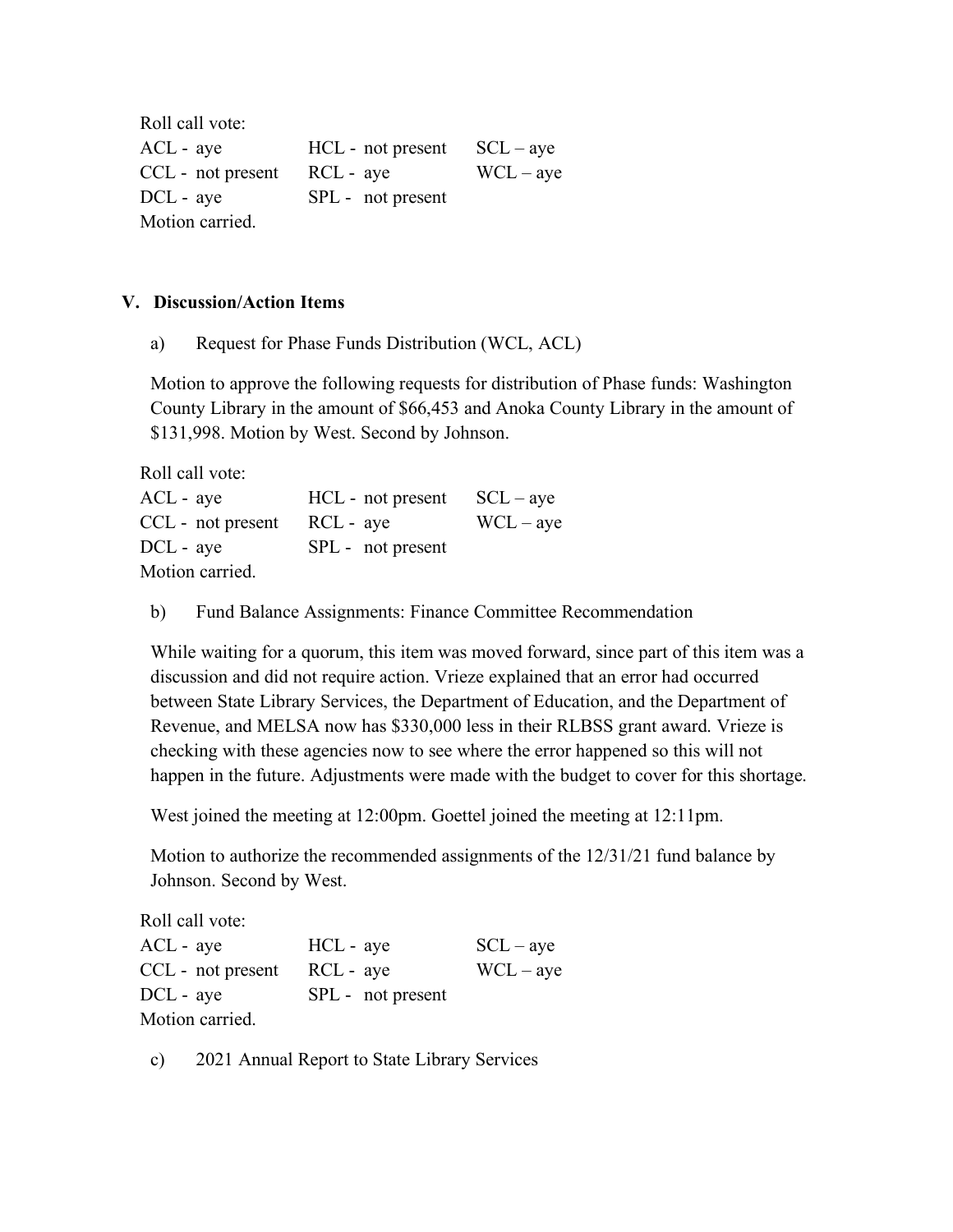Roll call vote:

| | | |
|---|---|---|
| ACL - aye | HCL - not present | SCL – aye |
| CCL - not present | RCL - aye | WCL – aye |
| DCL - aye | SPL - not present | |

Motion carried.

## V. Discussion/Action Items

a) Request for Phase Funds Distribution (WCL, ACL)

Motion to approve the following requests for distribution of Phase funds: Washington County Library in the amount of $66,453 and Anoka County Library in the amount of $131,998. Motion by West. Second by Johnson.

Roll call vote:

| | | |
|---|---|---|
| ACL - aye | HCL - not present | SCL – aye |
| CCL - not present | RCL - aye | WCL – aye |
| DCL - aye | SPL - not present | |

Motion carried.

b) Fund Balance Assignments: Finance Committee Recommendation

While waiting for a quorum, this item was moved forward, since part of this item was a discussion and did not require action. Vrieze explained that an error had occurred between State Library Services, the Department of Education, and the Department of Revenue, and MELSA now has $330,000 less in their RLBSS grant award. Vrieze is checking with these agencies now to see where the error happened so this will not happen in the future. Adjustments were made with the budget to cover for this shortage.

West joined the meeting at 12:00pm. Goettel joined the meeting at 12:11pm.

Motion to authorize the recommended assignments of the 12/31/21 fund balance by Johnson. Second by West.

Roll call vote:

| | | |
|---|---|---|
| ACL - aye | HCL - aye | SCL – aye |
| CCL - not present | RCL - aye | WCL – aye |
| DCL - aye | SPL - not present | |

Motion carried.

c) 2021 Annual Report to State Library Services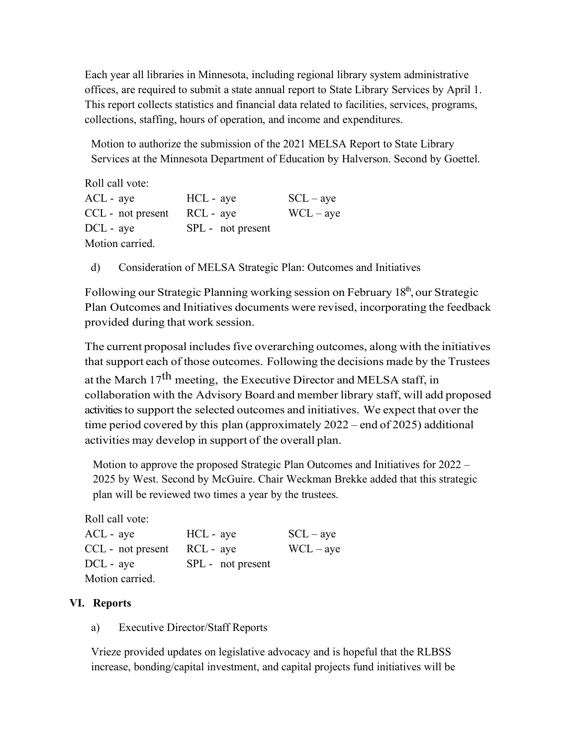Each year all libraries in Minnesota, including regional library system administrative offices, are required to submit a state annual report to State Library Services by April 1. This report collects statistics and financial data related to facilities, services, programs, collections, staffing, hours of operation, and income and expenditures.

Motion to authorize the submission of the 2021 MELSA Report to State Library Services at the Minnesota Department of Education by Halverson. Second by Goettel.

Roll call vote:

| | | |
|---|---|---|
| ACL - aye | HCL - aye | SCL – aye |
| CCL - not present | RCL - aye | WCL – aye |
| DCL - aye | SPL - not present | |

Motion carried.

d) Consideration of MELSA Strategic Plan: Outcomes and Initiatives

Following our Strategic Planning working session on February 18th, our Strategic Plan Outcomes and Initiatives documents were revised, incorporating the feedback provided during that work session.

The current proposal includes five overarching outcomes, along with the initiatives that support each of those outcomes. Following the decisions made by the Trustees at the March 17th meeting, the Executive Director and MELSA staff, in collaboration with the Advisory Board and member library staff, will add proposed activities to support the selected outcomes and initiatives. We expect that over the time period covered by this plan (approximately 2022 – end of 2025) additional activities may develop in support of the overall plan.

Motion to approve the proposed Strategic Plan Outcomes and Initiatives for 2022 – 2025 by West. Second by McGuire. Chair Weckman Brekke added that this strategic plan will be reviewed two times a year by the trustees.

Roll call vote:

| | | |
|---|---|---|
| ACL - aye | HCL - aye | SCL – aye |
| CCL - not present | RCL - aye | WCL – aye |
| DCL - aye | SPL - not present | |

Motion carried.

## VI. Reports

a) Executive Director/Staff Reports

Vrieze provided updates on legislative advocacy and is hopeful that the RLBSS increase, bonding/capital investment, and capital projects fund initiatives will be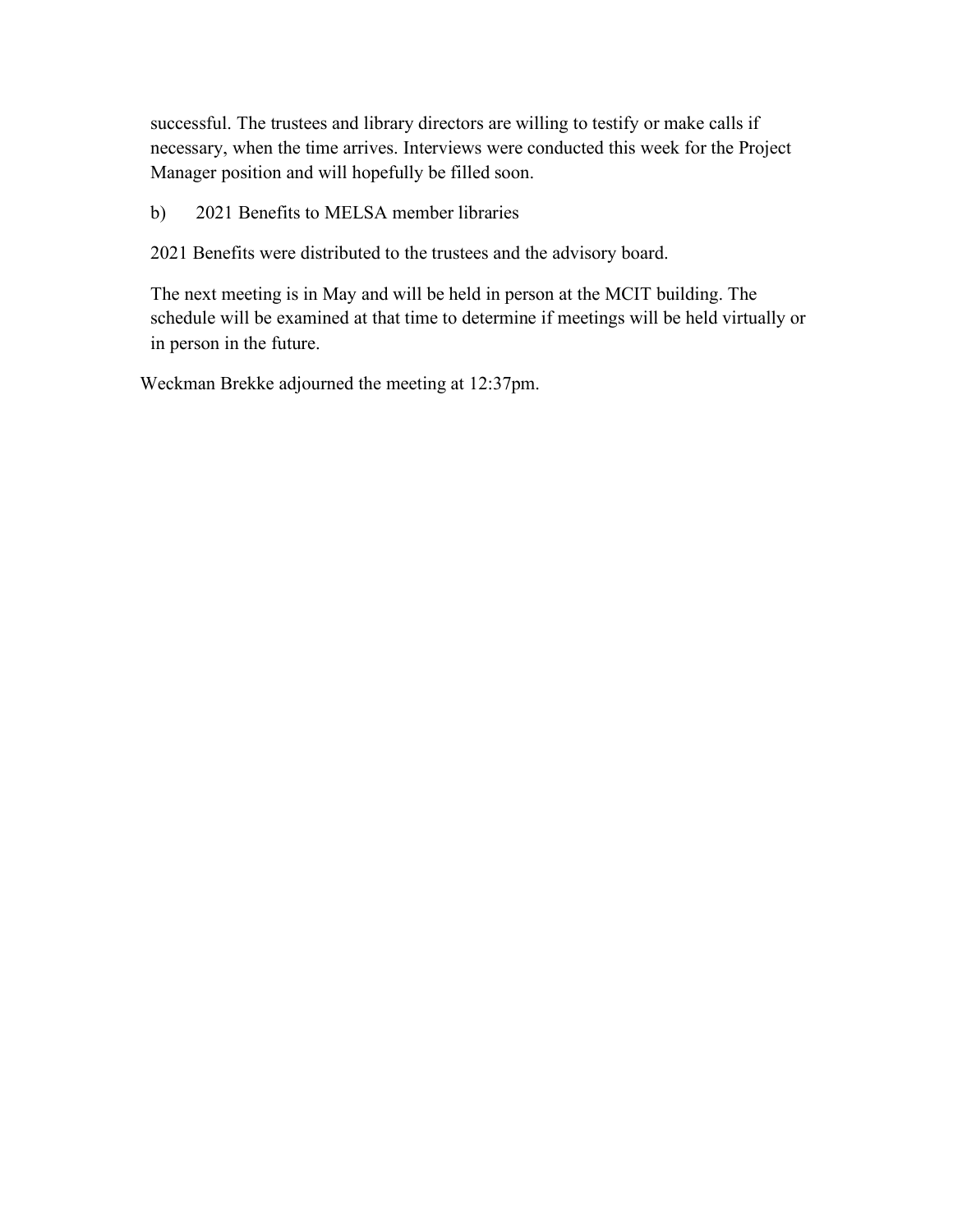successful. The trustees and library directors are willing to testify or make calls if necessary, when the time arrives. Interviews were conducted this week for the Project Manager position and will hopefully be filled soon.

b) 2021 Benefits to MELSA member libraries

2021 Benefits were distributed to the trustees and the advisory board.

The next meeting is in May and will be held in person at the MCIT building. The schedule will be examined at that time to determine if meetings will be held virtually or in person in the future.

Weckman Brekke adjourned the meeting at 12:37pm.